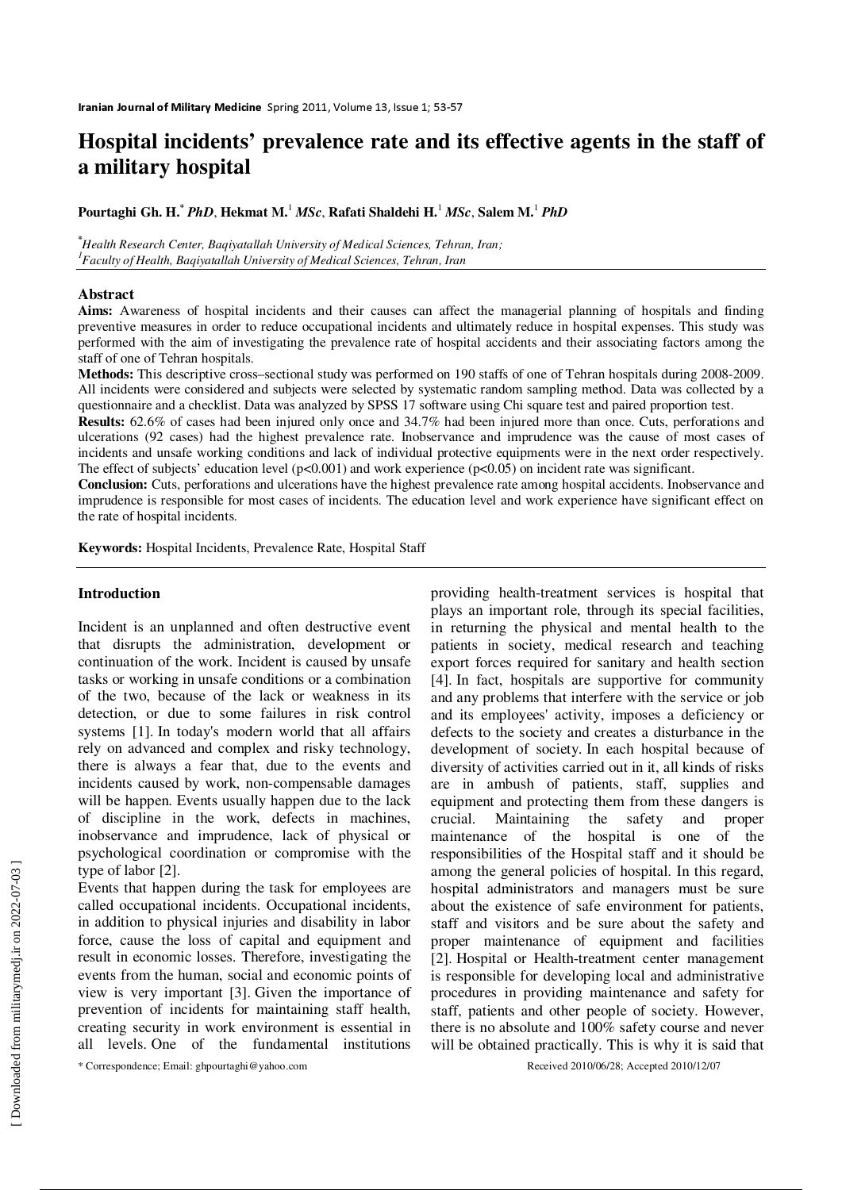# Hospital incidents' prevalence rate and its effective agents in the staff of a military hospital

**Pourtaghi Gh. H.[*] *PhD*, Hekmat M.[1] *MSc*, Rafati Shaldehi H.[1] *MSc*, Salem M.[1] *PhD***

[*] *Health Research Center, Baqiyatallah University of Medical Sciences, Tehran, Iran;*
[1] *Faculty of Health, Baqiyatallah University of Medical Sciences, Tehran, Iran*

## Abstract

**Aims:** Awareness of hospital incidents and their causes can affect the managerial planning of hospitals and finding preventive measures in order to reduce occupational incidents and ultimately reduce in hospital expenses. This study was performed with the aim of investigating the prevalence rate of hospital accidents and their associating factors among the staff of one of Tehran hospitals.

**Methods:** This descriptive cross–sectional study was performed on 190 staffs of one of Tehran hospitals during 2008-2009. All incidents were considered and subjects were selected by systematic random sampling method. Data was collected by a questionnaire and a checklist. Data was analyzed by SPSS 17 software using Chi square test and paired proportion test.

**Results:** 62.6% of cases had been injured only once and 34.7% had been injured more than once. Cuts, perforations and ulcerations (92 cases) had the highest prevalence rate. Inobservance and imprudence was the cause of most cases of incidents and unsafe working conditions and lack of individual protective equipments were in the next order respectively. The effect of subjects' education level ($p<0.001$) and work experience ($p<0.05$) on incident rate was significant.

**Conclusion:** Cuts, perforations and ulcerations have the highest prevalence rate among hospital accidents. Inobservance and imprudence is responsible for most cases of incidents. The education level and work experience have significant effect on the rate of hospital incidents.

**Keywords:** Hospital Incidents, Prevalence Rate, Hospital Staff

## Introduction

Incident is an unplanned and often destructive event that disrupts the administration, development or continuation of the work. Incident is caused by unsafe tasks or working in unsafe conditions or a combination of the two, because of the lack or weakness in its detection, or due to some failures in risk control systems [1]. In today's modern world that all affairs rely on advanced and complex and risky technology, there is always a fear that, due to the events and incidents caused by work, non-compensable damages will be happen. Events usually happen due to the lack of discipline in the work, defects in machines, inobservance and imprudence, lack of physical or psychological coordination or compromise with the type of labor [2].

Events that happen during the task for employees are called occupational incidents. Occupational incidents, in addition to physical injuries and disability in labor force, cause the loss of capital and equipment and result in economic losses. Therefore, investigating the events from the human, social and economic points of view is very important [3]. Given the importance of prevention of incidents for maintaining staff health, creating security in work environment is essential in all levels. One of the fundamental institutions providing health-treatment services is hospital that plays an important role, through its special facilities, in returning the physical and mental health to the patients in society, medical research and teaching export forces required for sanitary and health section [4]. In fact, hospitals are supportive for community and any problems that interfere with the service or job and its employees' activity, imposes a deficiency or defects to the society and creates a disturbance in the development of society. In each hospital because of diversity of activities carried out in it, all kinds of risks are in ambush of patients, staff, supplies and equipment and protecting them from these dangers is crucial. Maintaining the safety and proper maintenance of the hospital is one of the responsibilities of the Hospital staff and it should be among the general policies of hospital. In this regard, hospital administrators and managers must be sure about the existence of safe environment for patients, staff and visitors and be sure about the safety and proper maintenance of equipment and facilities [2]. Hospital or Health-treatment center management is responsible for developing local and administrative procedures in providing maintenance and safety for staff, patients and other people of society. However, there is no absolute and 100% safety course and never will be obtained practically. This is why it is said that

\* Correspondence; Email: ghpourtaghi@yahoo.com

Received 2010/06/28; Accepted 2010/12/07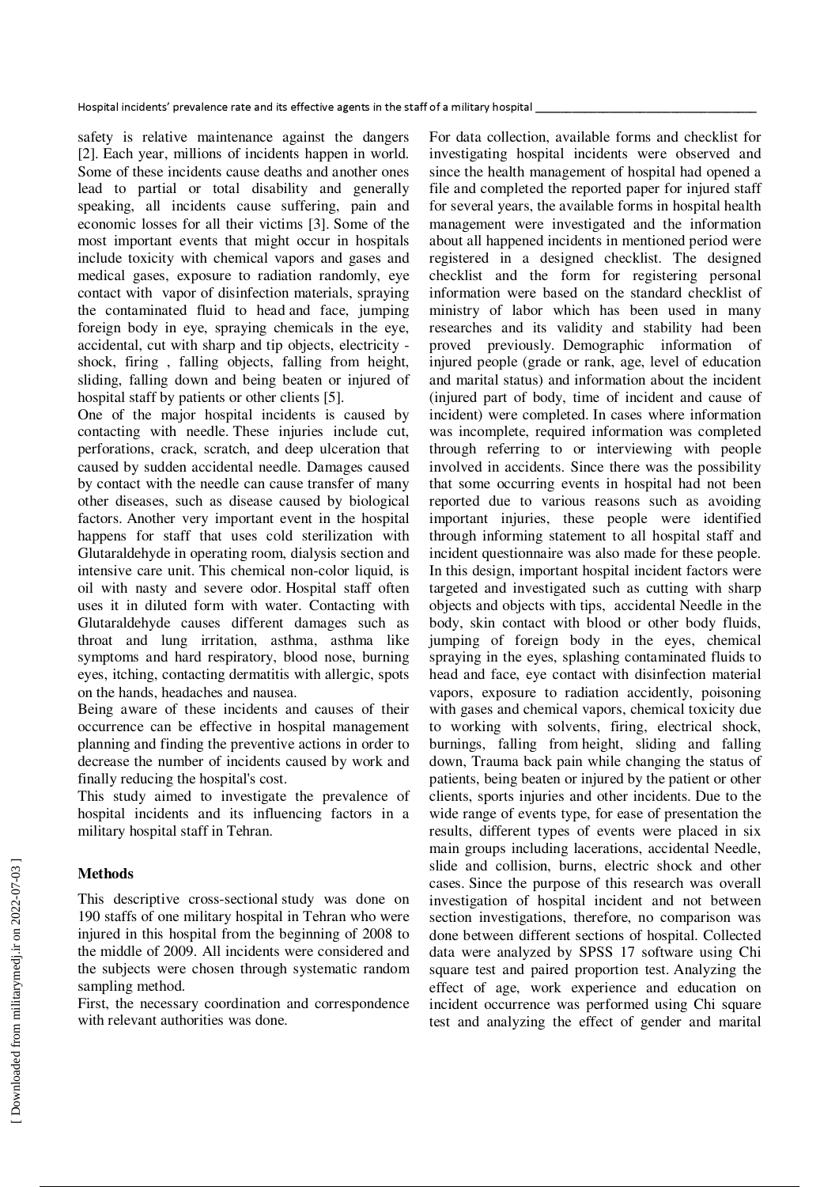safety is relative maintenance against the dangers [2]. Each year, millions of incidents happen in world. Some of these incidents cause deaths and another ones lead to partial or total disability and generally speaking, all incidents cause suffering, pain and economic losses for all their victims [3]. Some of the most important events that might occur in hospitals include toxicity with chemical vapors and gases and medical gases, exposure to radiation randomly, eye contact with vapor of disinfection materials, spraying the contaminated fluid to head and face, jumping foreign body in eye, spraying chemicals in the eye, accidental, cut with sharp and tip objects, electricity - shock, firing , falling objects, falling from height, sliding, falling down and being beaten or injured of hospital staff by patients or other clients [5].

One of the major hospital incidents is caused by contacting with needle. These injuries include cut, perforations, crack, scratch, and deep ulceration that caused by sudden accidental needle. Damages caused by contact with the needle can cause transfer of many other diseases, such as disease caused by biological factors. Another very important event in the hospital happens for staff that uses cold sterilization with Glutaraldehyde in operating room, dialysis section and intensive care unit. This chemical non-color liquid, is oil with nasty and severe odor. Hospital staff often uses it in diluted form with water. Contacting with Glutaraldehyde causes different damages such as throat and lung irritation, asthma, asthma like symptoms and hard respiratory, blood nose, burning eyes, itching, contacting dermatitis with allergic, spots on the hands, headaches and nausea.

Being aware of these incidents and causes of their occurrence can be effective in hospital management planning and finding the preventive actions in order to decrease the number of incidents caused by work and finally reducing the hospital's cost.

This study aimed to investigate the prevalence of hospital incidents and its influencing factors in a military hospital staff in Tehran.

## Methods

This descriptive cross-sectional study was done on 190 staffs of one military hospital in Tehran who were injured in this hospital from the beginning of 2008 to the middle of 2009. All incidents were considered and the subjects were chosen through systematic random sampling method.

First, the necessary coordination and correspondence with relevant authorities was done.

For data collection, available forms and checklist for investigating hospital incidents were observed and since the health management of hospital had opened a file and completed the reported paper for injured staff for several years, the available forms in hospital health management were investigated and the information about all happened incidents in mentioned period were registered in a designed checklist. The designed checklist and the form for registering personal information were based on the standard checklist of ministry of labor which has been used in many researches and its validity and stability had been proved previously. Demographic information of injured people (grade or rank, age, level of education and marital status) and information about the incident (injured part of body, time of incident and cause of incident) were completed. In cases where information was incomplete, required information was completed through referring to or interviewing with people involved in accidents. Since there was the possibility that some occurring events in hospital had not been reported due to various reasons such as avoiding important injuries, these people were identified through informing statement to all hospital staff and incident questionnaire was also made for these people. In this design, important hospital incident factors were targeted and investigated such as cutting with sharp objects and objects with tips, accidental Needle in the body, skin contact with blood or other body fluids, jumping of foreign body in the eyes, chemical spraying in the eyes, splashing contaminated fluids to head and face, eye contact with disinfection material vapors, exposure to radiation accidently, poisoning with gases and chemical vapors, chemical toxicity due to working with solvents, firing, electrical shock, burnings, falling from height, sliding and falling down, Trauma back pain while changing the status of patients, being beaten or injured by the patient or other clients, sports injuries and other incidents. Due to the wide range of events type, for ease of presentation the results, different types of events were placed in six main groups including lacerations, accidental Needle, slide and collision, burns, electric shock and other cases. Since the purpose of this research was overall investigation of hospital incident and not between section investigations, therefore, no comparison was done between different sections of hospital. Collected data were analyzed by SPSS 17 software using Chi square test and paired proportion test. Analyzing the effect of age, work experience and education on incident occurrence was performed using Chi square test and analyzing the effect of gender and marital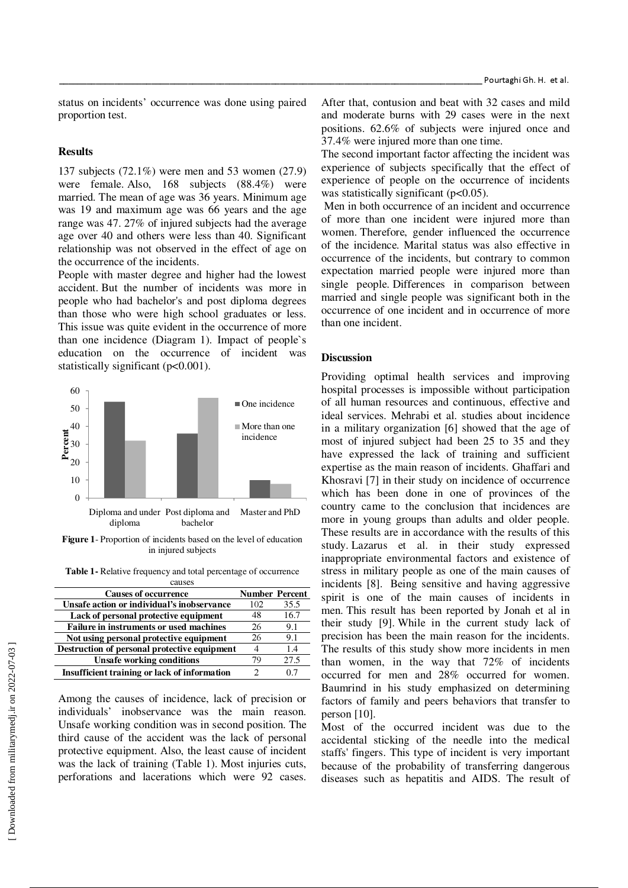status on incidents' occurrence was done using paired proportion test.

## Results

137 subjects (72.1%) were men and 53 women (27.9) were female. Also, 168 subjects (88.4%) were married. The mean of age was 36 years. Minimum age was 19 and maximum age was 66 years and the age range was 47. 27% of injured subjects had the average age over 40 and others were less than 40. Significant relationship was not observed in the effect of age on the occurrence of the incidents.

People with master degree and higher had the lowest accident. But the number of incidents was more in people who had bachelor's and post diploma degrees than those who were high school graduates or less. This issue was quite evident in the occurrence of more than one incidence (Diagram 1). Impact of people`s education on the occurrence of incident was statistically significant ($p<0.001$).

60
50
40
30
20
10
0
Percent
One incidence
More than one incidence
Diploma and under diploma
Post diploma and bachelor
Master and PhD

**Figure 1**- Proportion of incidents based on the level of education in injured subjects

**Table 1-** Relative frequency and total percentage of occurrence causes

| Causes of occurrence | Number | Percent |
|---|---|---|
| Unsafe action or individual's inobservance | 102 | 35.5 |
| Lack of personal protective equipment | 48 | 16.7 |
| Failure in instruments or used machines | 26 | 9.1 |
| Not using personal protective equipment | 26 | 9.1 |
| Destruction of personal protective equipment | 4 | 1.4 |
| Unsafe working conditions | 79 | 27.5 |
| Insufficient training or lack of information | 2 | 0.7 |

Among the causes of incidence, lack of precision or individuals' inobservance was the main reason. Unsafe working condition was in second position. The third cause of the accident was the lack of personal protective equipment. Also, the least cause of incident was the lack of training (Table 1). Most injuries cuts, perforations and lacerations which were 92 cases. After that, contusion and beat with 32 cases and mild and moderate burns with 29 cases were in the next positions. 62.6% of subjects were injured once and 37.4% were injured more than one time.

The second important factor affecting the incident was experience of subjects specifically that the effect of experience of people on the occurrence of incidents was statistically significant ($p<0.05$).

Men in both occurrence of an incident and occurrence of more than one incident were injured more than women. Therefore, gender influenced the occurrence of the incidence. Marital status was also effective in occurrence of the incidents, but contrary to common expectation married people were injured more than single people. Differences in comparison between married and single people was significant both in the occurrence of one incident and in occurrence of more than one incident.

## Discussion

Providing optimal health services and improving hospital processes is impossible without participation of all human resources and continuous, effective and ideal services. Mehrabi et al. studies about incidence in a military organization [6] showed that the age of most of injured subject had been 25 to 35 and they have expressed the lack of training and sufficient expertise as the main reason of incidents. Ghaffari and Khosravi [7] in their study on incidence of occurrence which has been done in one of provinces of the country came to the conclusion that incidences are more in young groups than adults and older people. These results are in accordance with the results of this study. Lazarus et al. in their study expressed inappropriate environmental factors and existence of stress in military people as one of the main causes of incidents [8]. Being sensitive and having aggressive spirit is one of the main causes of incidents in men. This result has been reported by Jonah et al in their study [9]. While in the current study lack of precision has been the main reason for the incidents. The results of this study show more incidents in men than women, in the way that 72% of incidents occurred for men and 28% occurred for women. Baumrind in his study emphasized on determining factors of family and peers behaviors that transfer to person [10].

Most of the occurred incident was due to the accidental sticking of the needle into the medical staffs' fingers. This type of incident is very important because of the probability of transferring dangerous diseases such as hepatitis and AIDS. The result of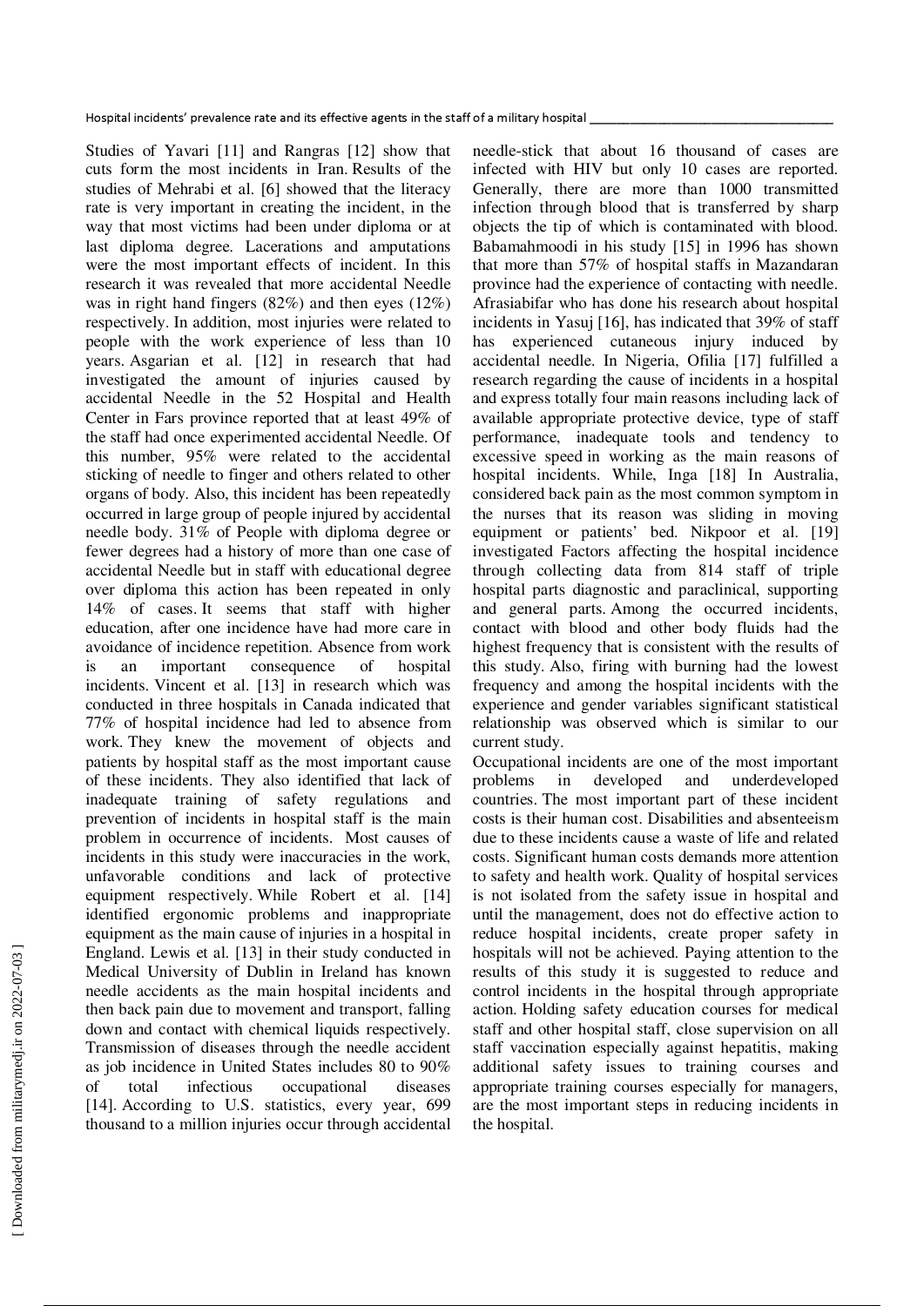Studies of Yavari [11] and Rangras [12] show that cuts form the most incidents in Iran. Results of the studies of Mehrabi et al. [6] showed that the literacy rate is very important in creating the incident, in the way that most victims had been under diploma or at last diploma degree. Lacerations and amputations were the most important effects of incident. In this research it was revealed that more accidental Needle was in right hand fingers (82%) and then eyes (12%) respectively. In addition, most injuries were related to people with the work experience of less than 10 years. Asgarian et al. [12] in research that had investigated the amount of injuries caused by accidental Needle in the 52 Hospital and Health Center in Fars province reported that at least 49% of the staff had once experimented accidental Needle. Of this number, 95% were related to the accidental sticking of needle to finger and others related to other organs of body. Also, this incident has been repeatedly occurred in large group of people injured by accidental needle body. 31% of People with diploma degree or fewer degrees had a history of more than one case of accidental Needle but in staff with educational degree over diploma this action has been repeated in only 14% of cases. It seems that staff with higher education, after one incidence have had more care in avoidance of incidence repetition. Absence from work is an important consequence of hospital incidents. Vincent et al. [13] in research which was conducted in three hospitals in Canada indicated that 77% of hospital incidence had led to absence from work. They knew the movement of objects and patients by hospital staff as the most important cause of these incidents. They also identified that lack of inadequate training of safety regulations and prevention of incidents in hospital staff is the main problem in occurrence of incidents. Most causes of incidents in this study were inaccuracies in the work, unfavorable conditions and lack of protective equipment respectively. While Robert et al. [14] identified ergonomic problems and inappropriate equipment as the main cause of injuries in a hospital in England. Lewis et al. [13] in their study conducted in Medical University of Dublin in Ireland has known needle accidents as the main hospital incidents and then back pain due to movement and transport, falling down and contact with chemical liquids respectively. Transmission of diseases through the needle accident as job incidence in United States includes 80 to 90% of total infectious occupational diseases [14]. According to U.S. statistics, every year, 699 thousand to a million injuries occur through accidental needle-stick that about 16 thousand of cases are infected with HIV but only 10 cases are reported. Generally, there are more than 1000 transmitted infection through blood that is transferred by sharp objects the tip of which is contaminated with blood. Babamahmoodi in his study [15] in 1996 has shown that more than 57% of hospital staffs in Mazandaran province had the experience of contacting with needle. Afrasiabifar who has done his research about hospital incidents in Yasuj [16], has indicated that 39% of staff has experienced cutaneous injury induced by accidental needle. In Nigeria, Ofilia [17] fulfilled a research regarding the cause of incidents in a hospital and express totally four main reasons including lack of available appropriate protective device, type of staff performance, inadequate tools and tendency to excessive speed in working as the main reasons of hospital incidents. While, Inga [18] In Australia, considered back pain as the most common symptom in the nurses that its reason was sliding in moving equipment or patients' bed. Nikpoor et al. [19] investigated Factors affecting the hospital incidence through collecting data from 814 staff of triple hospital parts diagnostic and paraclinical, supporting and general parts. Among the occurred incidents, contact with blood and other body fluids had the highest frequency that is consistent with the results of this study. Also, firing with burning had the lowest frequency and among the hospital incidents with the experience and gender variables significant statistical relationship was observed which is similar to our current study.

Occupational incidents are one of the most important problems in developed and underdeveloped countries. The most important part of these incident costs is their human cost. Disabilities and absenteeism due to these incidents cause a waste of life and related costs. Significant human costs demands more attention to safety and health work. Quality of hospital services is not isolated from the safety issue in hospital and until the management, does not do effective action to reduce hospital incidents, create proper safety in hospitals will not be achieved. Paying attention to the results of this study it is suggested to reduce and control incidents in the hospital through appropriate action. Holding safety education courses for medical staff and other hospital staff, close supervision on all staff vaccination especially against hepatitis, making additional safety issues to training courses and appropriate training courses especially for managers, are the most important steps in reducing incidents in the hospital.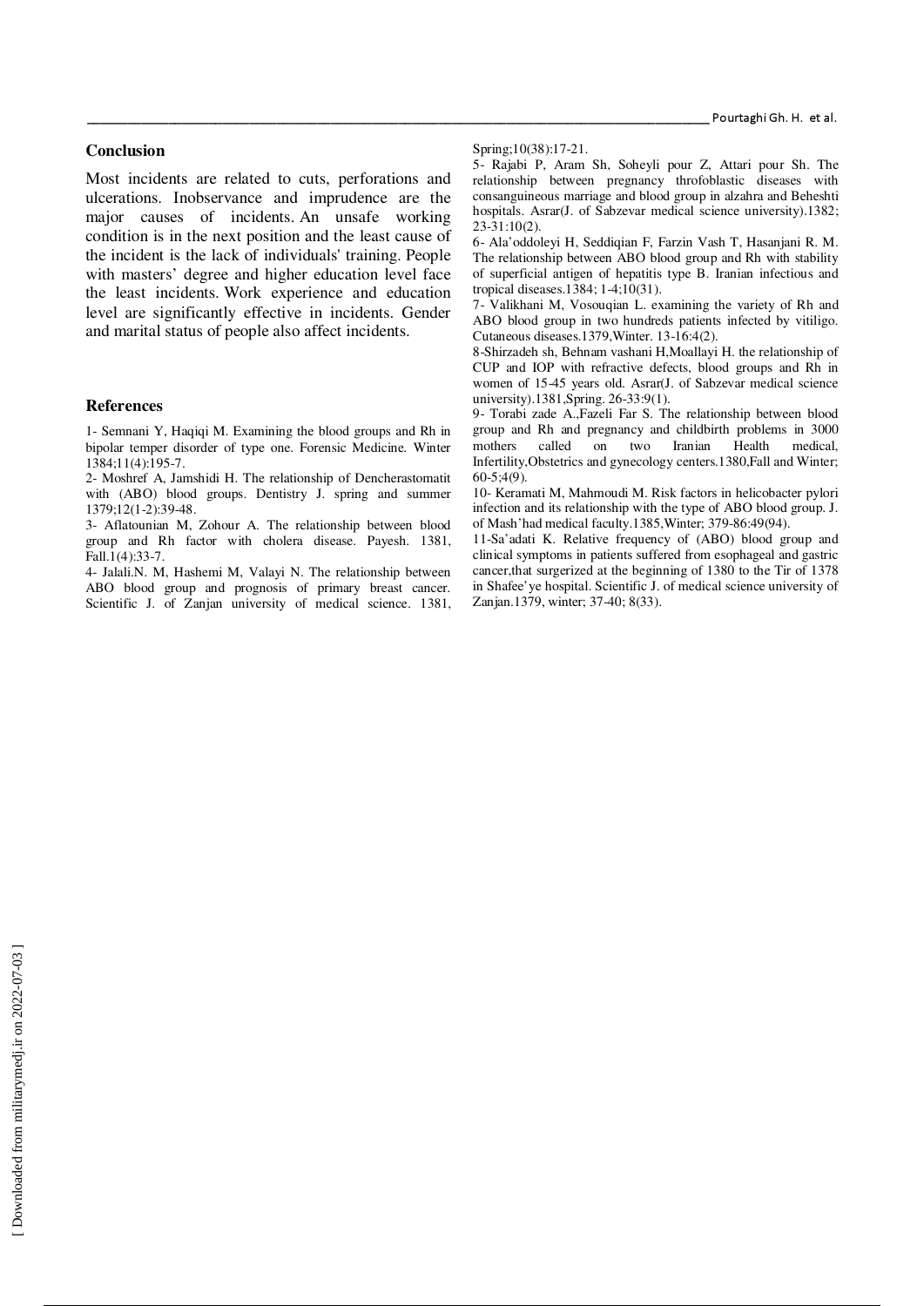## Conclusion

Most incidents are related to cuts, perforations and ulcerations. Inobservance and imprudence are the major causes of incidents. An unsafe working condition is in the next position and the least cause of the incident is the lack of individuals' training. People with masters' degree and higher education level face the least incidents. Work experience and education level are significantly effective in incidents. Gender and marital status of people also affect incidents.

## References

1- Semnani Y, Haqiqi M. Examining the blood groups and Rh in bipolar temper disorder of type one. Forensic Medicine. Winter 1384;11(4):195-7.

2- Moshref A, Jamshidi H. The relationship of Dencherastomatit with (ABO) blood groups. Dentistry J. spring and summer 1379;12(1-2):39-48.

3- Aflatounian M, Zohour A. The relationship between blood group and Rh factor with cholera disease. Payesh. 1381, Fall.1(4):33-7.

4- Jalali.N. M, Hashemi M, Valayi N. The relationship between ABO blood group and prognosis of primary breast cancer. Scientific J. of Zanjan university of medical science. 1381, Spring;10(38):17-21.

5- Rajabi P, Aram Sh, Soheyli pour Z, Attari pour Sh. The relationship between pregnancy throfoblastic diseases with consanguineous marriage and blood group in alzahra and Beheshti hospitals. Asrar(J. of Sabzevar medical science university).1382; 23-31:10(2).

6- Ala'oddoleyi H, Seddiqian F, Farzin Vash T, Hasanjani R. M. The relationship between ABO blood group and Rh with stability of superficial antigen of hepatitis type B. Iranian infectious and tropical diseases.1384; 1-4;10(31).

7- Valikhani M, Vosouqian L. examining the variety of Rh and ABO blood group in two hundreds patients infected by vitiligo. Cutaneous diseases.1379,Winter. 13-16:4(2).

8-Shirzadeh sh, Behnam vashani H,Moallayi H. the relationship of CUP and IOP with refractive defects, blood groups and Rh in women of 15-45 years old. Asrar(J. of Sabzevar medical science university).1381,Spring. 26-33:9(1).

9- Torabi zade A.,Fazeli Far S. The relationship between blood group and Rh and pregnancy and childbirth problems in 3000 mothers called on two Iranian Health medical, Infertility,Obstetrics and gynecology centers.1380,Fall and Winter; 60-5;4(9).

10- Keramati M, Mahmoudi M. Risk factors in helicobacter pylori infection and its relationship with the type of ABO blood group. J. of Mash'had medical faculty.1385,Winter; 379-86:49(94).

11-Sa'adati K. Relative frequency of (ABO) blood group and clinical symptoms in patients suffered from esophageal and gastric cancer,that surgerized at the beginning of 1380 to the Tir of 1378 in Shafee'ye hospital. Scientific J. of medical science university of Zanjan.1379, winter; 37-40; 8(33).